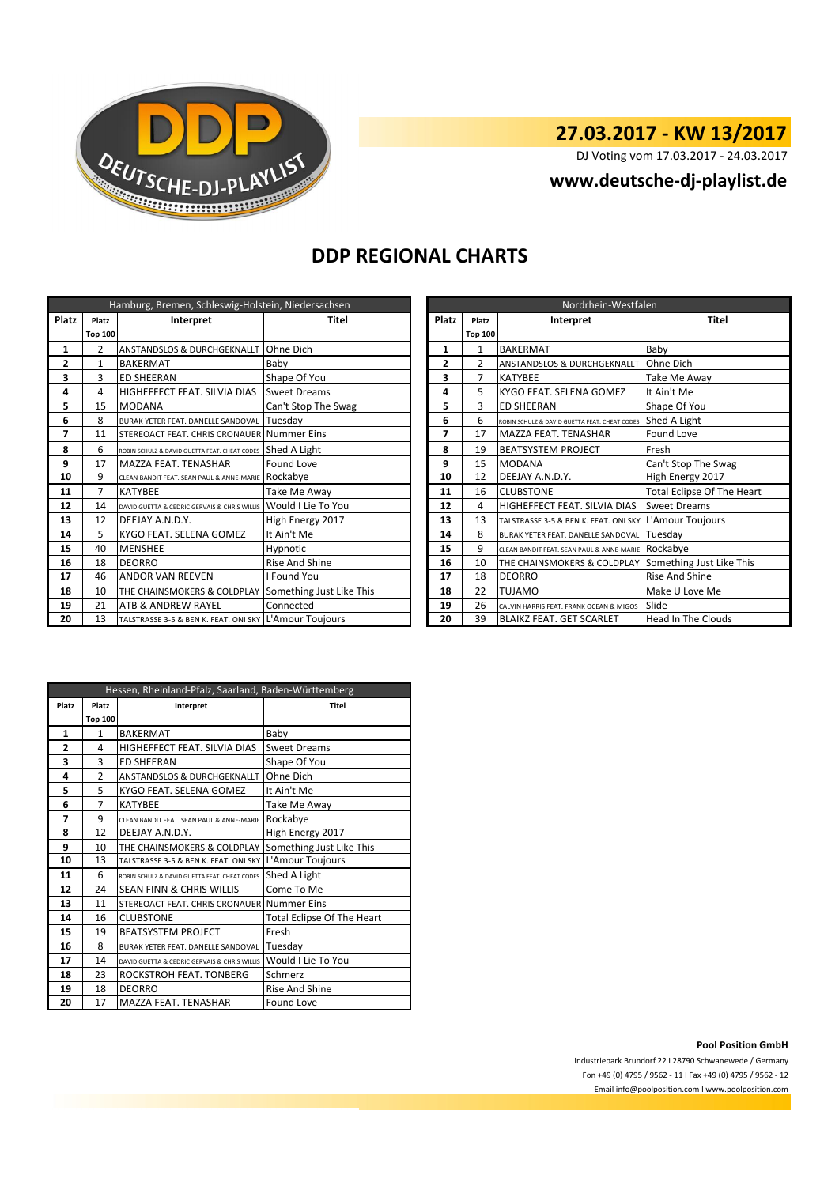# 27.03.2017 - KW 13/2017

DJ Voting vom 17.03.2017 - 24.03.2017

**www.deutsche-dj-playlist.de**

## DDP REGIONAL CHARTS

| Hamburg, Bremen, Schleswig-Holstein, Niedersachsen | | | |
|---|---|---|---|
| Platz | Platz Top 100 | Interpret | Titel |
| 1 | 2 | ANSTANDSLOS & DURCHGEKNALLT | Ohne Dich |
| 2 | 1 | BAKERMAT | Baby |
| 3 | 3 | ED SHEERAN | Shape Of You |
| 4 | 4 | HIGHEFFECT FEAT. SILVIA DIAS | Sweet Dreams |
| 5 | 15 | MODANA | Can't Stop The Swag |
| 6 | 8 | BURAK YETER FEAT. DANELLE SANDOVAL | Tuesday |
| 7 | 11 | STEREOACT FEAT. CHRIS CRONAUER | Nummer Eins |
| 8 | 6 | ROBIN SCHULZ & DAVID GUETTA FEAT. CHEAT CODES | Shed A Light |
| 9 | 17 | MAZZA FEAT. TENASHAR | Found Love |
| 10 | 9 | CLEAN BANDIT FEAT. SEAN PAUL & ANNE-MARIE | Rockabye |
| 11 | 7 | KATYBEE | Take Me Away |
| 12 | 14 | DAVID GUETTA & CEDRIC GERVAIS & CHRIS WILLIS | Would I Lie To You |
| 13 | 12 | DEEJAY A.N.D.Y. | High Energy 2017 |
| 14 | 5 | KYGO FEAT. SELENA GOMEZ | It Ain't Me |
| 15 | 40 | MENSHEE | Hypnotic |
| 16 | 18 | DEORRO | Rise And Shine |
| 17 | 46 | ANDOR VAN REEVEN | I Found You |
| 18 | 10 | THE CHAINSMOKERS & COLDPLAY | Something Just Like This |
| 19 | 21 | ATB & ANDREW RAYEL | Connected |
| 20 | 13 | TALSTRASSE 3-5 & BEN K. FEAT. ONI SKY | L'Amour Toujours |

| Nordrhein-Westfalen | | | |
|---|---|---|---|
| Platz | Platz Top 100 | Interpret | Titel |
| 1 | 1 | BAKERMAT | Baby |
| 2 | 2 | ANSTANDSLOS & DURCHGEKNALLT | Ohne Dich |
| 3 | 7 | KATYBEE | Take Me Away |
| 4 | 5 | KYGO FEAT. SELENA GOMEZ | It Ain't Me |
| 5 | 3 | ED SHEERAN | Shape Of You |
| 6 | 6 | ROBIN SCHULZ & DAVID GUETTA FEAT. CHEAT CODES | Shed A Light |
| 7 | 17 | MAZZA FEAT. TENASHAR | Found Love |
| 8 | 19 | BEATSYSTEM PROJECT | Fresh |
| 9 | 15 | MODANA | Can't Stop The Swag |
| 10 | 12 | DEEJAY A.N.D.Y. | High Energy 2017 |
| 11 | 16 | CLUBSTONE | Total Eclipse Of The Heart |
| 12 | 4 | HIGHEFFECT FEAT. SILVIA DIAS | Sweet Dreams |
| 13 | 13 | TALSTRASSE 3-5 & BEN K. FEAT. ONI SKY | L'Amour Toujours |
| 14 | 8 | BURAK YETER FEAT. DANELLE SANDOVAL | Tuesday |
| 15 | 9 | CLEAN BANDIT FEAT. SEAN PAUL & ANNE-MARIE | Rockabye |
| 16 | 10 | THE CHAINSMOKERS & COLDPLAY | Something Just Like This |
| 17 | 18 | DEORRO | Rise And Shine |
| 18 | 22 | TUJAMO | Make U Love Me |
| 19 | 26 | CALVIN HARRIS FEAT. FRANK OCEAN & MIGOS | Slide |
| 20 | 39 | BLAIKZ FEAT. GET SCARLET | Head In The Clouds |

| Hessen, Rheinland-Pfalz, Saarland, Baden-Württemberg | | | |
|---|---|---|---|
| Platz | Platz Top 100 | Interpret | Titel |
| 1 | 1 | BAKERMAT | Baby |
| 2 | 4 | HIGHEFFECT FEAT. SILVIA DIAS | Sweet Dreams |
| 3 | 3 | ED SHEERAN | Shape Of You |
| 4 | 2 | ANSTANDSLOS & DURCHGEKNALLT | Ohne Dich |
| 5 | 5 | KYGO FEAT. SELENA GOMEZ | It Ain't Me |
| 6 | 7 | KATYBEE | Take Me Away |
| 7 | 9 | CLEAN BANDIT FEAT. SEAN PAUL & ANNE-MARIE | Rockabye |
| 8 | 12 | DEEJAY A.N.D.Y. | High Energy 2017 |
| 9 | 10 | THE CHAINSMOKERS & COLDPLAY | Something Just Like This |
| 10 | 13 | TALSTRASSE 3-5 & BEN K. FEAT. ONI SKY | L'Amour Toujours |
| 11 | 6 | ROBIN SCHULZ & DAVID GUETTA FEAT. CHEAT CODES | Shed A Light |
| 12 | 24 | SEAN FINN & CHRIS WILLIS | Come To Me |
| 13 | 11 | STEREOACT FEAT. CHRIS CRONAUER | Nummer Eins |
| 14 | 16 | CLUBSTONE | Total Eclipse Of The Heart |
| 15 | 19 | BEATSYSTEM PROJECT | Fresh |
| 16 | 8 | BURAK YETER FEAT. DANELLE SANDOVAL | Tuesday |
| 17 | 14 | DAVID GUETTA & CEDRIC GERVAIS & CHRIS WILLIS | Would I Lie To You |
| 18 | 23 | ROCKSTROH FEAT. TONBERG | Schmerz |
| 19 | 18 | DEORRO | Rise And Shine |
| 20 | 17 | MAZZA FEAT. TENASHAR | Found Love |

**Pool Position GmbH**

Industriepark Brundorf 22 I 28790 Schwanewede / Germany

Fon +49 (0) 4795 / 9562 - 11 I Fax +49 (0) 4795 / 9562 - 12

Email info@poolposition.com I www.poolposition.com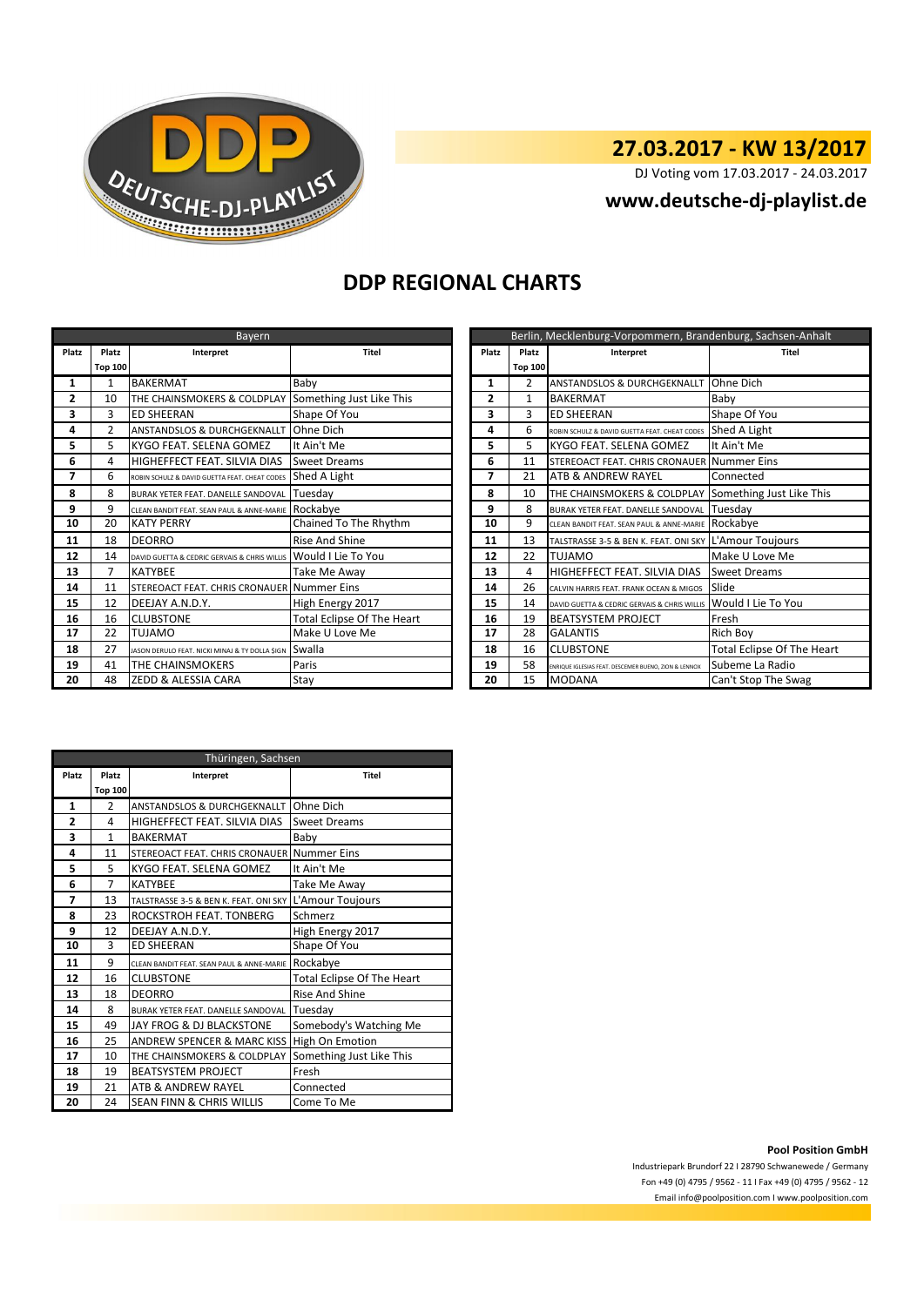# 27.03.2017 - KW 13/2017

DJ Voting vom 17.03.2017 - 24.03.2017

**www.deutsche-dj-playlist.de**

## DDP REGIONAL CHARTS

| Bayern | | | |
|---|---|---|---|
| **Platz** | **Platz Top 100** | **Interpret** | **Titel** |
| 1 | 1 | BAKERMAT | Baby |
| 2 | 10 | THE CHAINSMOKERS & COLDPLAY | Something Just Like This |
| 3 | 3 | ED SHEERAN | Shape Of You |
| 4 | 2 | ANSTANDSLOS & DURCHGEKNALLT | Ohne Dich |
| 5 | 5 | KYGO FEAT. SELENA GOMEZ | It Ain't Me |
| 6 | 4 | HIGHEFFECT FEAT. SILVIA DIAS | Sweet Dreams |
| 7 | 6 | ROBIN SCHULZ & DAVID GUETTA FEAT. CHEAT CODES | Shed A Light |
| 8 | 8 | BURAK YETER FEAT. DANELLE SANDOVAL | Tuesday |
| 9 | 9 | CLEAN BANDIT FEAT. SEAN PAUL & ANNE-MARIE | Rockabye |
| 10 | 20 | KATY PERRY | Chained To The Rhythm |
| 11 | 18 | DEORRO | Rise And Shine |
| 12 | 14 | DAVID GUETTA & CEDRIC GERVAIS & CHRIS WILLIS | Would I Lie To You |
| 13 | 7 | KATYBEE | Take Me Away |
| 14 | 11 | STEREOACT FEAT. CHRIS CRONAUER | Nummer Eins |
| 15 | 12 | DEEJAY A.N.D.Y. | High Energy 2017 |
| 16 | 16 | CLUBSTONE | Total Eclipse Of The Heart |
| 17 | 22 | TUJAMO | Make U Love Me |
| 18 | 27 | JASON DERULO FEAT. NICKI MINAJ & TY DOLLA $IGN | Swalla |
| 19 | 41 | THE CHAINSMOKERS | Paris |
| 20 | 48 | ZEDD & ALESSIA CARA | Stay |

| Berlin, Mecklenburg-Vorpommern, Brandenburg, Sachsen-Anhalt | | | |
|---|---|---|---|
| **Platz** | **Platz Top 100** | **Interpret** | **Titel** |
| 1 | 2 | ANSTANDSLOS & DURCHGEKNALLT | Ohne Dich |
| 2 | 1 | BAKERMAT | Baby |
| 3 | 3 | ED SHEERAN | Shape Of You |
| 4 | 6 | ROBIN SCHULZ & DAVID GUETTA FEAT. CHEAT CODES | Shed A Light |
| 5 | 5 | KYGO FEAT. SELENA GOMEZ | It Ain't Me |
| 6 | 11 | STEREOACT FEAT. CHRIS CRONAUER | Nummer Eins |
| 7 | 21 | ATB & ANDREW RAYEL | Connected |
| 8 | 10 | THE CHAINSMOKERS & COLDPLAY | Something Just Like This |
| 9 | 8 | BURAK YETER FEAT. DANELLE SANDOVAL | Tuesday |
| 10 | 9 | CLEAN BANDIT FEAT. SEAN PAUL & ANNE-MARIE | Rockabye |
| 11 | 13 | TALSTRASSE 3-5 & BEN K. FEAT. ONI SKY | L'Amour Toujours |
| 12 | 22 | TUJAMO | Make U Love Me |
| 13 | 4 | HIGHEFFECT FEAT. SILVIA DIAS | Sweet Dreams |
| 14 | 26 | CALVIN HARRIS FEAT. FRANK OCEAN & MIGOS | Slide |
| 15 | 14 | DAVID GUETTA & CEDRIC GERVAIS & CHRIS WILLIS | Would I Lie To You |
| 16 | 19 | BEATSYSTEM PROJECT | Fresh |
| 17 | 28 | GALANTIS | Rich Boy |
| 18 | 16 | CLUBSTONE | Total Eclipse Of The Heart |
| 19 | 58 | ENRIQUE IGLESIAS FEAT. DESCEMER BUENO, ZION & LENNOX | Subeme La Radio |
| 20 | 15 | MODANA | Can't Stop The Swag |

| Thüringen, Sachsen | | | |
|---|---|---|---|
| **Platz** | **Platz Top 100** | **Interpret** | **Titel** |
| 1 | 2 | ANSTANDSLOS & DURCHGEKNALLT | Ohne Dich |
| 2 | 4 | HIGHEFFECT FEAT. SILVIA DIAS | Sweet Dreams |
| 3 | 1 | BAKERMAT | Baby |
| 4 | 11 | STEREOACT FEAT. CHRIS CRONAUER | Nummer Eins |
| 5 | 5 | KYGO FEAT. SELENA GOMEZ | It Ain't Me |
| 6 | 7 | KATYBEE | Take Me Away |
| 7 | 13 | TALSTRASSE 3-5 & BEN K. FEAT. ONI SKY | L'Amour Toujours |
| 8 | 23 | ROCKSTROH FEAT. TONBERG | Schmerz |
| 9 | 12 | DEEJAY A.N.D.Y. | High Energy 2017 |
| 10 | 3 | ED SHEERAN | Shape Of You |
| 11 | 9 | CLEAN BANDIT FEAT. SEAN PAUL & ANNE-MARIE | Rockabye |
| 12 | 16 | CLUBSTONE | Total Eclipse Of The Heart |
| 13 | 18 | DEORRO | Rise And Shine |
| 14 | 8 | BURAK YETER FEAT. DANELLE SANDOVAL | Tuesday |
| 15 | 49 | JAY FROG & DJ BLACKSTONE | Somebody's Watching Me |
| 16 | 25 | ANDREW SPENCER & MARC KISS | High On Emotion |
| 17 | 10 | THE CHAINSMOKERS & COLDPLAY | Something Just Like This |
| 18 | 19 | BEATSYSTEM PROJECT | Fresh |
| 19 | 21 | ATB & ANDREW RAYEL | Connected |
| 20 | 24 | SEAN FINN & CHRIS WILLIS | Come To Me |

**Pool Position GmbH**

Industriepark Brundorf 22 I 28790 Schwanewede / Germany

Fon +49 (0) 4795 / 9562 - 11 I Fax +49 (0) 4795 / 9562 - 12

Email info@poolposition.com I www.poolposition.com